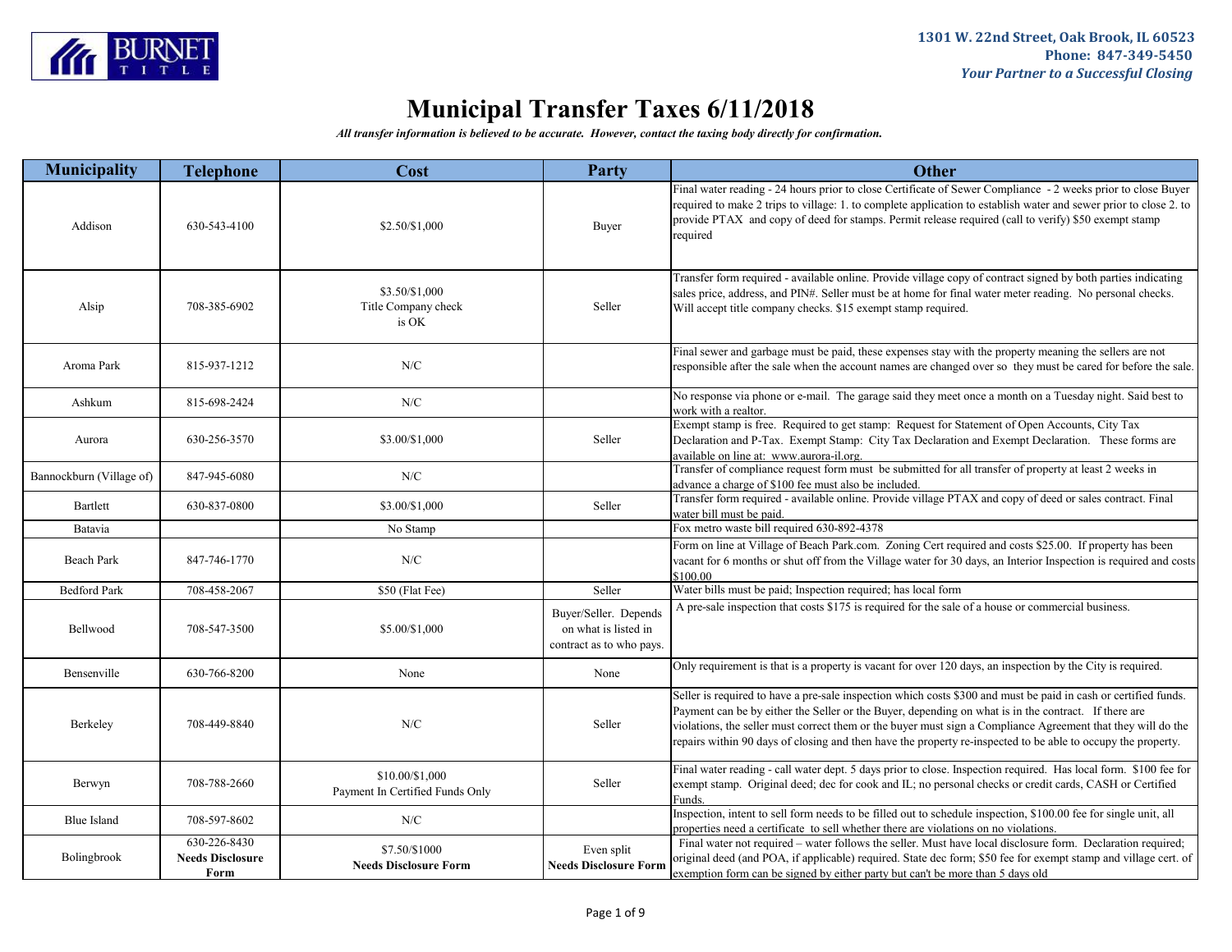BURNET TITLE

1301 W. 22nd Street, Oak Brook, IL 60523
Phone: 847-349-5450
*Your Partner to a Successful Closing*

# Municipal Transfer Taxes 6/11/2018

***All transfer information is believed to be accurate. However, contact the taxing body directly for confirmation.***

| Municipality | Telephone | Cost | Party | Other |
|---|---|---|---|---|
| Addison | 630-543-4100 | $2.50/$1,000 | Buyer | Final water reading - 24 hours prior to close Certificate of Sewer Compliance - 2 weeks prior to close Buyer required to make 2 trips to village: 1. to complete application to establish water and sewer prior to close 2. to provide PTAX and copy of deed for stamps. Permit release required (call to verify) $50 exempt stamp required |
| Alsip | 708-385-6902 | $3.50/$1,000 Title Company check is OK | Seller | Transfer form required - available online. Provide village copy of contract signed by both parties indicating sales price, address, and PIN#. Seller must be at home for final water meter reading. No personal checks. Will accept title company checks. $15 exempt stamp required. |
| Aroma Park | 815-937-1212 | N/C | | Final sewer and garbage must be paid, these expenses stay with the property meaning the sellers are not responsible after the sale when the account names are changed over so they must be cared for before the sale. |
| Ashkum | 815-698-2424 | N/C | | No response via phone or e-mail. The garage said they meet once a month on a Tuesday night. Said best to work with a realtor. |
| Aurora | 630-256-3570 | $3.00/$1,000 | Seller | Exempt stamp is free. Required to get stamp: Request for Statement of Open Accounts, City Tax Declaration and P-Tax. Exempt Stamp: City Tax Declaration and Exempt Declaration. These forms are available on line at: www.aurora-il.org. |
| Bannockburn (Village of) | 847-945-6080 | N/C | | Transfer of compliance request form must be submitted for all transfer of property at least 2 weeks in advance a charge of $100 fee must also be included. |
| Bartlett | 630-837-0800 | $3.00/$1,000 | Seller | Transfer form required - available online. Provide village PTAX and copy of deed or sales contract. Final water bill must be paid. |
| Batavia | | No Stamp | | Fox metro waste bill required 630-892-4378 |
| Beach Park | 847-746-1770 | N/C | | Form on line at Village of Beach Park.com. Zoning Cert required and costs $25.00. If property has been vacant for 6 months or shut off from the Village water for 30 days, an Interior Inspection is required and costs $100.00 |
| Bedford Park | 708-458-2067 | $50 (Flat Fee) | Seller | Water bills must be paid; Inspection required; has local form |
| Bellwood | 708-547-3500 | $5.00/$1,000 | Buyer/Seller. Depends on what is listed in contract as to who pays. | A pre-sale inspection that costs $175 is required for the sale of a house or commercial business. |
| Bensenville | 630-766-8200 | None | None | Only requirement is that is a property is vacant for over 120 days, an inspection by the City is required. |
| Berkeley | 708-449-8840 | N/C | Seller | Seller is required to have a pre-sale inspection which costs $300 and must be paid in cash or certified funds. Payment can be by either the Seller or the Buyer, depending on what is in the contract. If there are violations, the seller must correct them or the buyer must sign a Compliance Agreement that they will do the repairs within 90 days of closing and then have the property re-inspected to be able to occupy the property. |
| Berwyn | 708-788-2660 | $10.00/$1,000 Payment In Certified Funds Only | Seller | Final water reading - call water dept. 5 days prior to close. Inspection required. Has local form. $100 fee for exempt stamp. Original deed; dec for cook and IL; no personal checks or credit cards, CASH or Certified Funds. |
| Blue Island | 708-597-8602 | N/C | | Inspection, intent to sell form needs to be filled out to schedule inspection, $100.00 fee for single unit, all properties need a certificate to sell whether there are violations on no violations. |
| Bolingbrook | 630-226-8430 **Needs Disclosure Form** | $7.50/$1000 **Needs Disclosure Form** | Even split **Needs Disclosure Form** | Final water not required – water follows the seller. Must have local disclosure form. Declaration required; original deed (and POA, if applicable) required. State dec form; $50 fee for exempt stamp and village cert. of exemption form can be signed by either party but can't be more than 5 days old |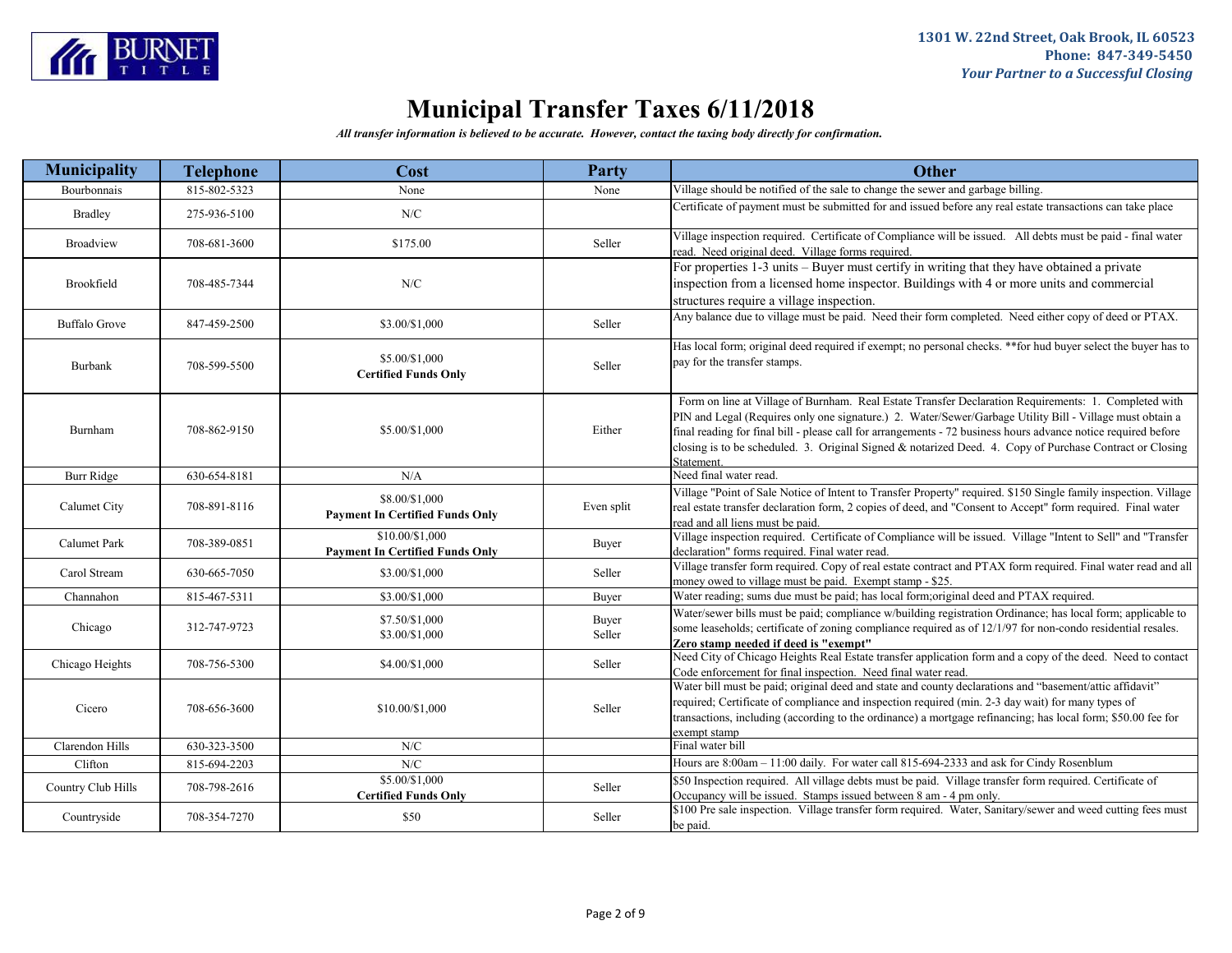1301 W. 22nd Street, Oak Brook, IL 60523
Phone: 847-349-5450
*Your Partner to a Successful Closing*

# Municipal Transfer Taxes 6/11/2018

***All transfer information is believed to be accurate. However, contact the taxing body directly for confirmation.***

| Municipality | Telephone | Cost | Party | Other |
|---|---|---|---|---|
| Bourbonnais | 815-802-5323 | None | None | Village should be notified of the sale to change the sewer and garbage billing. |
| Bradley | 275-936-5100 | N/C | | Certificate of payment must be submitted for and issued before any real estate transactions can take place |
| Broadview | 708-681-3600 | $175.00 | Seller | Village inspection required. Certificate of Compliance will be issued. All debts must be paid - final water read. Need original deed. Village forms required. |
| Brookfield | 708-485-7344 | N/C | | For properties 1-3 units – Buyer must certify in writing that they have obtained a private inspection from a licensed home inspector. Buildings with 4 or more units and commercial structures require a village inspection. |
| Buffalo Grove | 847-459-2500 | $3.00/$1,000 | Seller | Any balance due to village must be paid. Need their form completed. Need either copy of deed or PTAX. |
| Burbank | 708-599-5500 | $5.00/$1,000 **Certified Funds Only** | Seller | Has local form; original deed required if exempt; no personal checks. **for hud buyer select the buyer has to pay for the transfer stamps. |
| Burnham | 708-862-9150 | $5.00/$1,000 | Either | Form on line at Village of Burnham. Real Estate Transfer Declaration Requirements: 1. Completed with PIN and Legal (Requires only one signature.) 2. Water/Sewer/Garbage Utility Bill - Village must obtain a final reading for final bill - please call for arrangements - 72 business hours advance notice required before closing is to be scheduled. 3. Original Signed & notarized Deed. 4. Copy of Purchase Contract or Closing Statement. |
| Burr Ridge | 630-654-8181 | N/A | | Need final water read. |
| Calumet City | 708-891-8116 | $8.00/$1,000 **Payment In Certified Funds Only** | Even split | Village "Point of Sale Notice of Intent to Transfer Property" required. $150 Single family inspection. Village real estate transfer declaration form, 2 copies of deed, and "Consent to Accept" form required. Final water read and all liens must be paid. |
| Calumet Park | 708-389-0851 | $10.00/$1,000 **Payment In Certified Funds Only** | Buyer | Village inspection required. Certificate of Compliance will be issued. Village "Intent to Sell" and "Transfer declaration" forms required. Final water read. |
| Carol Stream | 630-665-7050 | $3.00/$1,000 | Seller | Village transfer form required. Copy of real estate contract and PTAX form required. Final water read and all money owed to village must be paid. Exempt stamp - $25. |
| Channahon | 815-467-5311 | $3.00/$1,000 | Buyer | Water reading; sums due must be paid; has local form;original deed and PTAX required. |
| Chicago | 312-747-9723 | $7.50/$1,000<br>$3.00/$1,000 | Buyer<br>Seller | Water/sewer bills must be paid; compliance w/building registration Ordinance; has local form; applicable to some leaseholds; certificate of zoning compliance required as of 12/1/97 for non-condo residential resales. **Zero stamp needed if deed is "exempt"** |
| Chicago Heights | 708-756-5300 | $4.00/$1,000 | Seller | Need City of Chicago Heights Real Estate transfer application form and a copy of the deed. Need to contact Code enforcement for final inspection. Need final water read. |
| Cicero | 708-656-3600 | $10.00/$1,000 | Seller | Water bill must be paid; original deed and state and county declarations and "basement/attic affidavit" required; Certificate of compliance and inspection required (min. 2-3 day wait) for many types of transactions, including (according to the ordinance) a mortgage refinancing; has local form; $50.00 fee for exempt stamp |
| Clarendon Hills | 630-323-3500 | N/C | | Final water bill |
| Clifton | 815-694-2203 | N/C | | Hours are 8:00am – 11:00 daily. For water call 815-694-2333 and ask for Cindy Rosenblum |
| Country Club Hills | 708-798-2616 | $5.00/$1,000 **Certified Funds Only** | Seller | $50 Inspection required. All village debts must be paid. Village transfer form required. Certificate of Occupancy will be issued. Stamps issued between 8 am - 4 pm only. |
| Countryside | 708-354-7270 | $50 | Seller | $100 Pre sale inspection. Village transfer form required. Water, Sanitary/sewer and weed cutting fees must be paid. |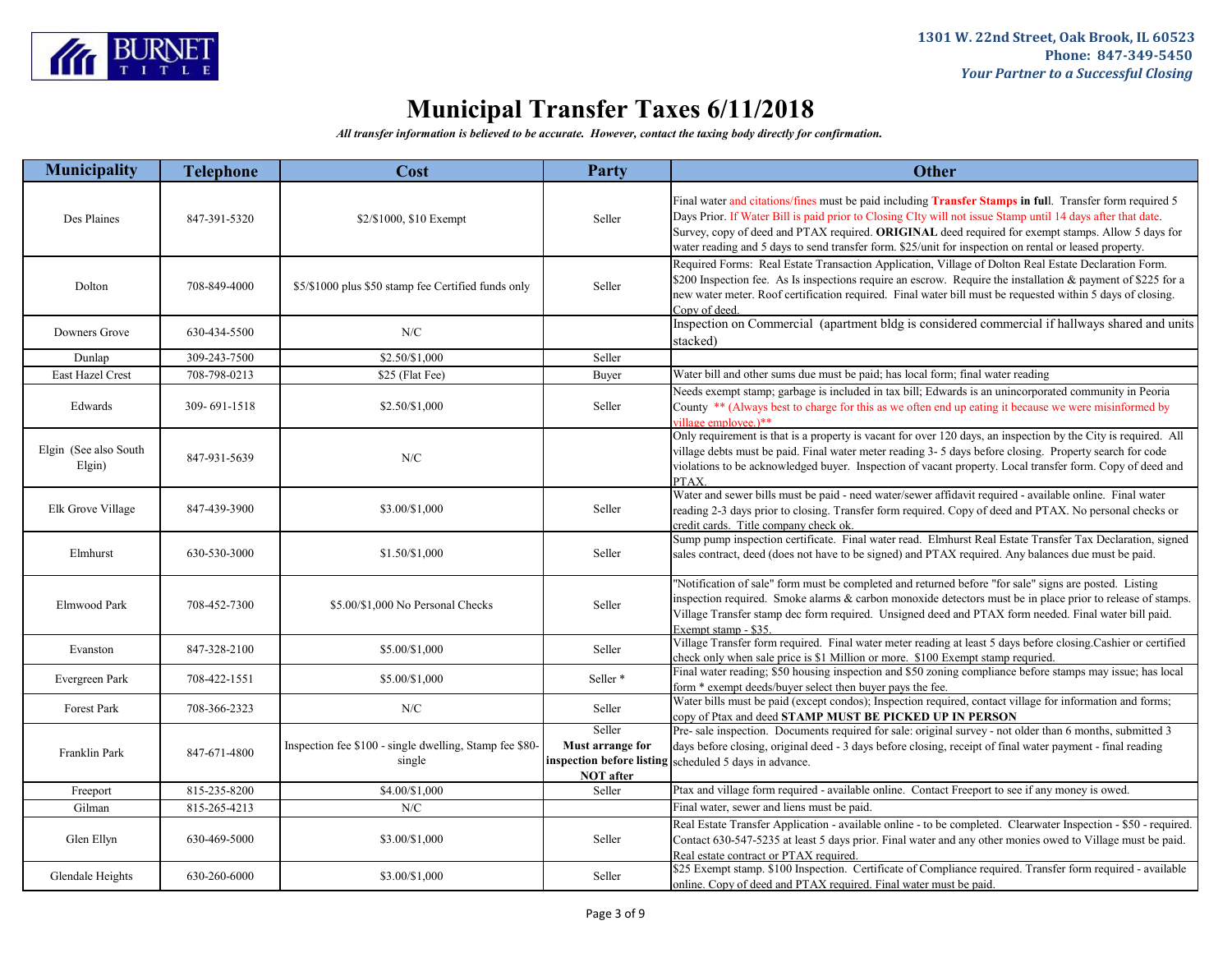1301 W. 22nd Street, Oak Brook, IL 60523
Phone: 847-349-5450
*Your Partner to a Successful Closing*

# Municipal Transfer Taxes 6/11/2018

***All transfer information is believed to be accurate. However, contact the taxing body directly for confirmation.***

| Municipality | Telephone | Cost | Party | Other |
|---|---|---|---|---|
| Des Plaines | 847-391-5320 | $2/$1000, $10 Exempt | Seller | Final water and citations/fines must be paid including **Transfer Stamps in full**. Transfer form required 5 Days Prior. If Water Bill is paid prior to Closing CIty will not issue Stamp until 14 days after that date. Survey, copy of deed and PTAX required. **ORIGINAL** deed required for exempt stamps. Allow 5 days for water reading and 5 days to send transfer form. $25/unit for inspection on rental or leased property. |
| Dolton | 708-849-4000 | $5/$1000 plus $50 stamp fee Certified funds only | Seller | Required Forms: Real Estate Transaction Application, Village of Dolton Real Estate Declaration Form. $200 Inspection fee. As Is inspections require an escrow. Require the installation & payment of $225 for a new water meter. Roof certification required. Final water bill must be requested within 5 days of closing. Copy of deed. |
| Downers Grove | 630-434-5500 | N/C | | Inspection on Commercial (apartment bldg is considered commercial if hallways shared and units stacked) |
| Dunlap | 309-243-7500 | $2.50/$1,000 | Seller | |
| East Hazel Crest | 708-798-0213 | $25 (Flat Fee) | Buyer | Water bill and other sums due must be paid; has local form; final water reading |
| Edwards | 309- 691-1518 | $2.50/$1,000 | Seller | Needs exempt stamp; garbage is included in tax bill; Edwards is an unincorporated community in Peoria County ** (Always best to charge for this as we often end up eating it because we were misinformed by village employee.)** |
| Elgin (See also South Elgin) | 847-931-5639 | N/C | | Only requirement is that is a property is vacant for over 120 days, an inspection by the City is required. All village debts must be paid. Final water meter reading 3- 5 days before closing. Property search for code violations to be acknowledged buyer. Inspection of vacant property. Local transfer form. Copy of deed and PTAX. |
| Elk Grove Village | 847-439-3900 | $3.00/$1,000 | Seller | Water and sewer bills must be paid - need water/sewer affidavit required - available online. Final water reading 2-3 days prior to closing. Transfer form required. Copy of deed and PTAX. No personal checks or credit cards. Title company check ok. |
| Elmhurst | 630-530-3000 | $1.50/$1,000 | Seller | Sump pump inspection certificate. Final water read. Elmhurst Real Estate Transfer Tax Declaration, signed sales contract, deed (does not have to be signed) and PTAX required. Any balances due must be paid. |
| Elmwood Park | 708-452-7300 | $5.00/$1,000 No Personal Checks | Seller | "Notification of sale" form must be completed and returned before "for sale" signs are posted. Listing inspection required. Smoke alarms & carbon monoxide detectors must be in place prior to release of stamps. Village Transfer stamp dec form required. Unsigned deed and PTAX form needed. Final water bill paid. Exempt stamp - $35. |
| Evanston | 847-328-2100 | $5.00/$1,000 | Seller | Village Transfer form required. Final water meter reading at least 5 days before closing.Cashier or certified check only when sale price is $1 Million or more. $100 Exempt stamp requried. |
| Evergreen Park | 708-422-1551 | $5.00/$1,000 | Seller * | Final water reading; $50 housing inspection and $50 zoning compliance before stamps may issue; has local form * exempt deeds/buyer select then buyer pays the fee. |
| Forest Park | 708-366-2323 | N/C | Seller | Water bills must be paid (except condos); Inspection required, contact village for information and forms; copy of Ptax and deed **STAMP MUST BE PICKED UP IN PERSON** |
| Franklin Park | 847-671-4800 | Inspection fee $100 - single dwelling, Stamp fee $80- single | Seller **Must arrange for inspection before listing NOT after** | Pre- sale inspection. Documents required for sale: original survey - not older than 6 months, submitted 3 days before closing, original deed - 3 days before closing, receipt of final water payment - final reading scheduled 5 days in advance. |
| Freeport | 815-235-8200 | $4.00/$1,000 | Seller | Ptax and village form required - available online. Contact Freeport to see if any money is owed. |
| Gilman | 815-265-4213 | N/C | | Final water, sewer and liens must be paid. |
| Glen Ellyn | 630-469-5000 | $3.00/$1,000 | Seller | Real Estate Transfer Application - available online - to be completed. Clearwater Inspection - $50 - required. Contact 630-547-5235 at least 5 days prior. Final water and any other monies owed to Village must be paid. Real estate contract or PTAX required. |
| Glendale Heights | 630-260-6000 | $3.00/$1,000 | Seller | $25 Exempt stamp. $100 Inspection. Certificate of Compliance required. Transfer form required - available online. Copy of deed and PTAX required. Final water must be paid. |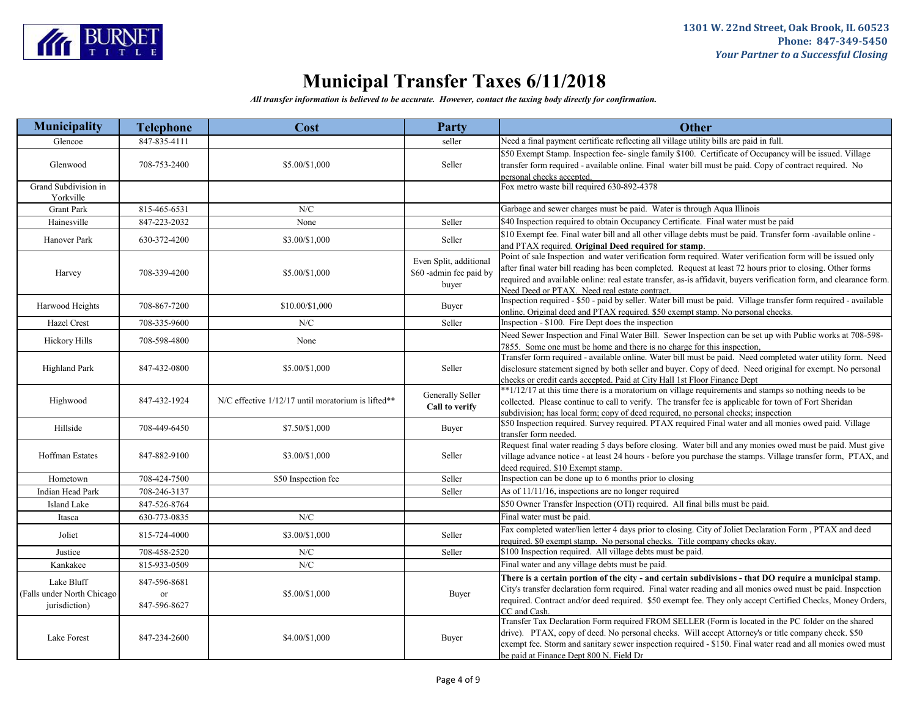BURNET TITLE

**1301 W. 22nd Street, Oak Brook, IL 60523**
**Phone: 847-349-5450**
***Your Partner to a Successful Closing***

# Municipal Transfer Taxes 6/11/2018

***All transfer information is believed to be accurate. However, contact the taxing body directly for confirmation.***

| Municipality | Telephone | Cost | Party | Other |
|---|---|---|---|---|
| Glencoe | 847-835-4111 | | seller | Need a final payment certificate reflecting all village utility bills are paid in full. |
| Glenwood | 708-753-2400 | $5.00/$1,000 | Seller | $50 Exempt Stamp. Inspection fee- single family $100. Certificate of Occupancy will be issued. Village transfer form required - available online. Final water bill must be paid. Copy of contract required. No personal checks accepted. |
| Grand Subdivision in Yorkville | | | | Fox metro waste bill required 630-892-4378 |
| Grant Park | 815-465-6531 | N/C | | Garbage and sewer charges must be paid. Water is through Aqua Illinois |
| Hainesville | 847-223-2032 | None | Seller | $40 Inspection required to obtain Occupancy Certificate. Final water must be paid |
| Hanover Park | 630-372-4200 | $3.00/$1,000 | Seller | $10 Exempt fee. Final water bill and all other village debts must be paid. Transfer form -available online - and PTAX required. **Original Deed required for stamp**. |
| Harvey | 708-339-4200 | $5.00/$1,000 | Even Split, additional $60 -admin fee paid by buyer | Point of sale Inspection and water verification form required. Water verification form will be issued only after final water bill reading has been completed. Request at least 72 hours prior to closing. Other forms required and available online: real estate transfer, as-is affidavit, buyers verification form, and clearance form. Need Deed or PTAX. Need real estate contract. |
| Harwood Heights | 708-867-7200 | $10.00/$1,000 | Buyer | Inspection required - $50 - paid by seller. Water bill must be paid. Village transfer form required - available online. Original deed and PTAX required. $50 exempt stamp. No personal checks. |
| Hazel Crest | 708-335-9600 | N/C | Seller | Inspection - $100. Fire Dept does the inspection |
| Hickory Hills | 708-598-4800 | None | | Need Sewer Inspection and Final Water Bill. Sewer Inspection can be set up with Public works at 708-598-7855. Some one must be home and there is no charge for this inspection. |
| Highland Park | 847-432-0800 | $5.00/$1,000 | Seller | Transfer form required - available online. Water bill must be paid. Need completed water utility form. Need disclosure statement signed by both seller and buyer. Copy of deed. Need original for exempt. No personal checks or credit cards accepted. Paid at City Hall 1st Floor Finance Dept |
| Highwood | 847-432-1924 | N/C effective 1/12/17 until moratorium is lifted** | Generally Seller **Call to verify** | **1/12/17 at this time there is a moratorium on village requirements and stamps so nothing needs to be collected. Please continue to call to verify. The transfer fee is applicable for town of Fort Sheridan subdivision; has local form; copy of deed required, no personal checks; inspection |
| Hillside | 708-449-6450 | $7.50/$1,000 | Buyer | $50 Inspection required. Survey required. PTAX required Final water and all monies owed paid. Village transfer form needed. |
| Hoffman Estates | 847-882-9100 | $3.00/$1,000 | Seller | Request final water reading 5 days before closing. Water bill and any monies owed must be paid. Must give village advance notice - at least 24 hours - before you purchase the stamps. Village transfer form, PTAX, and deed required. $10 Exempt stamp. |
| Hometown | 708-424-7500 | $50 Inspection fee | Seller | Inspection can be done up to 6 months prior to closing |
| Indian Head Park | 708-246-3137 | | Seller | As of 11/11/16, inspections are no longer required |
| Island Lake | 847-526-8764 | | | $50 Owner Transfer Inspection (OTI) required. All final bills must be paid. |
| Itasca | 630-773-0835 | N/C | | Final water must be paid. |
| Joliet | 815-724-4000 | $3.00/$1,000 | Seller | Fax completed water/lien letter 4 days prior to closing. City of Joliet Declaration Form , PTAX and deed required. $0 exempt stamp. No personal checks. Title company checks okay. |
| Justice | 708-458-2520 | N/C | Seller | $100 Inspection required. All village debts must be paid. |
| Kankakee | 815-933-0509 | N/C | | Final water and any village debts must be paid. |
| Lake Bluff (Falls under North Chicago jurisdiction) | 847-596-8681 or 847-596-8627 | $5.00/$1,000 | Buyer | **There is a certain portion of the city - and certain subdivisions - that DO require a municipal stamp**. City's transfer declaration form required. Final water reading and all monies owed must be paid. Inspection required. Contract and/or deed required. $50 exempt fee. They only accept Certified Checks, Money Orders, CC and Cash. |
| Lake Forest | 847-234-2600 | $4.00/$1,000 | Buyer | Transfer Tax Declaration Form required FROM SELLER (Form is located in the PC folder on the shared drive). PTAX, copy of deed. No personal checks. Will accept Attorney's or title company check. $50 exempt fee. Storm and sanitary sewer inspection required - $150. Final water read and all monies owed must be paid at Finance Dept 800 N. Field Dr |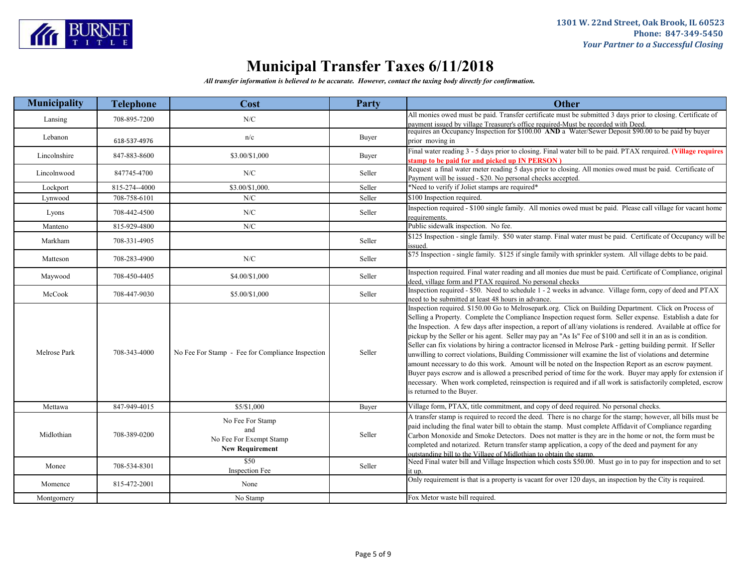1301 W. 22nd Street, Oak Brook, IL 60523
Phone: 847-349-5450
*Your Partner to a Successful Closing*

# Municipal Transfer Taxes 6/11/2018

***All transfer information is believed to be accurate. However, contact the taxing body directly for confirmation.***

| Municipality | Telephone | Cost | Party | Other |
|---|---|---|---|---|
| Lansing | 708-895-7200 | N/C | | All monies owed must be paid. Transfer certificate must be submitted 3 days prior to closing. Certificate of payment issued by village Treasurer's office required-Must be recorded with Deed. |
| Lebanon | 618-537-4976 | n/c | Buyer | requires an Occupancy Inspection for $100.00 **AND** a Water/Sewer Deposit $90.00 to be paid by buyer prior moving in |
| Lincolnshire | 847-883-8600 | $3.00/$1,000 | Buyer | Final water reading 3 - 5 days prior to closing. Final water bill to be paid. PTAX rerquired. **(Village requires stamp to be paid for and picked up IN PERSON )** |
| Lincolnwood | 847745-4700 | N/C | Seller | Request a final water meter reading 5 days prior to closing. All monies owed must be paid. Certificate of Payment will be issued - $20. No personal checks accepted. |
| Lockport | 815-274--4000 | $3.00/$1,000. | Seller | *Need to verify if Joliet stamps are required* |
| Lynwood | 708-758-6101 | N/C | Seller | $100 Inspection required. |
| Lyons | 708-442-4500 | N/C | Seller | Inspection required - $100 single family. All monies owed must be paid. Please call village for vacant home requirements. |
| Manteno | 815-929-4800 | N/C | | Public sidewalk inspection. No fee. |
| Markham | 708-331-4905 | | Seller | $125 Inspection - single family. $50 water stamp. Final water must be paid. Certificate of Occupancy will be issued. |
| Matteson | 708-283-4900 | N/C | Seller | $75 Inspection - single family. $125 if single family with sprinkler system. All village debts to be paid. |
| Maywood | 708-450-4405 | $4.00/$1,000 | Seller | Inspection required. Final water reading and all monies due must be paid. Certificate of Compliance, original deed, village form and PTAX required. No personal checks |
| McCook | 708-447-9030 | $5.00/$1,000 | Seller | Inspection required - $50. Need to schedule 1 - 2 weeks in advance. Village form, copy of deed and PTAX need to be submitted at least 48 hours in advance. |
| Melrose Park | 708-343-4000 | No Fee For Stamp - Fee for Compliance Inspection | Seller | Inspection required. $150.00 Go to Melrosepark.org. Click on Building Department. Click on Process of Selling a Property. Complete the Compliance Inspection request form. Seller expense. Establish a date for the Inspection. A few days after inspection, a report of all/any violations is rendered. Available at office for pickup by the Seller or his agent. Seller may pay an "As Is" Fee of $100 and sell it in an as is condition. Seller can fix violations by hiring a contractor licensed in Melrose Park - getting building permit. If Seller unwilling to correct violations, Building Commissioner will examine the list of violations and determine amount necessary to do this work. Amount will be noted on the Inspection Report as an escrow payment. Buyer pays escrow and is allowed a prescribed period of time for the work. Buyer may apply for extension if necessary. When work completed, reinspection is required and if all work is satisfactorily completed, escrow is returned to the Buyer. |
| Mettawa | 847-949-4015 | $5/$1,000 | Buyer | Village form, PTAX, title commitment, and copy of deed required. No personal checks. |
| Midlothian | 708-389-0200 | No Fee For Stamp and No Fee For Exempt Stamp **New Requirement** | Seller | A transfer stamp is required to record the deed. There is no charge for the stamp; however, all bills must be paid including the final water bill to obtain the stamp. Must complete Affidavit of Compliance regarding Carbon Monoxide and Smoke Detectors. Does not matter is they are in the home or not, the form must be completed and notarized. Return transfer stamp application, a copy of the deed and payment for any outstanding bill to the Village of Midlothian to obtain the stamp. |
| Monee | 708-534-8301 | $50 Inspection Fee | Seller | Need Final water bill and Village Inspection which costs $50.00. Must go in to pay for inspection and to set it up. |
| Momence | 815-472-2001 | None | | Only requirement is that is a property is vacant for over 120 days, an inspection by the City is required. |
| Montgomery | | No Stamp | | Fox Metor waste bill required. |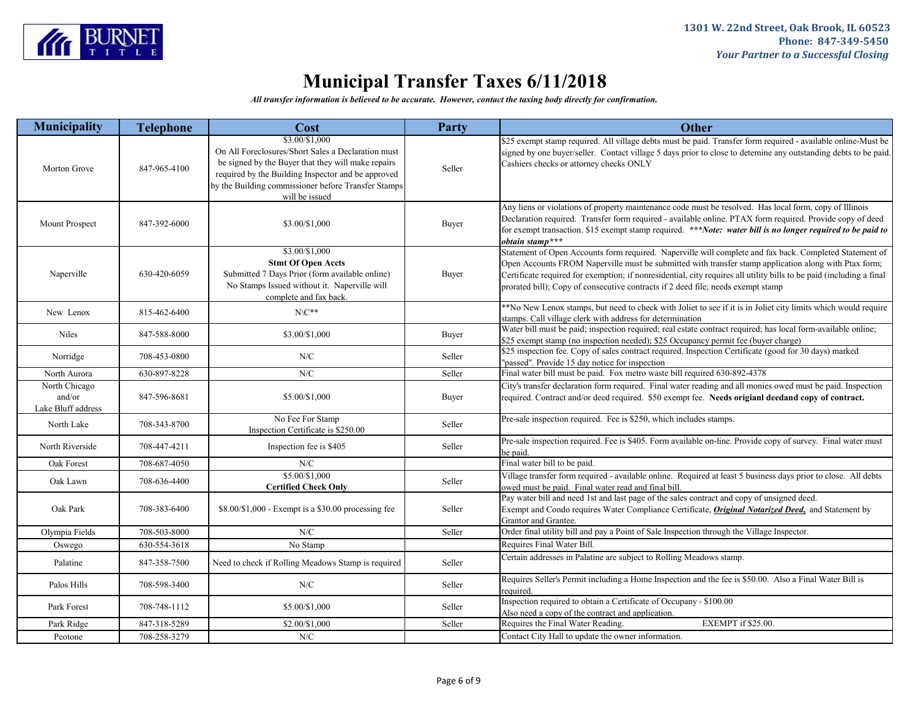# Municipal Transfer Taxes 6/11/2018

***All transfer information is believed to be accurate. However, contact the taxing body directly for confirmation.***

| Municipality | Telephone | Cost | Party | Other |
|---|---|---|---|---|
| Morton Grove | 847-965-4100 | $3.00/$1,000 On All Foreclosures/Short Sales a Declaration must be signed by the Buyer that they will make repairs required by the Building Inspector and be approved by the Building commissioner before Transfer Stamps will be issued | Seller | $25 exempt stamp required. All village debts must be paid. Transfer form required - available online-Must be signed by one buyer/seller. Contact village 5 days prior to close to detemine any outstanding debts to be paid. Cashiers checks or attorney checks ONLY |
| Mount Prospect | 847-392-6000 | $3.00/$1,000 | Buyer | Any liens or violations of property maintenance code must be resolved. Has local form, copy of Illinois Declaration required. Transfer form required - available online. PTAX form required. Provide copy of deed for exempt transaction. $15 exempt stamp required. ***\*\*\*Note: water bill is no longer required to be paid to obtain stamp\*\*\**** |
| Naperville | 630-420-6059 | $3.00/$1,000 **Stmt Of Open Accts** Submitted 7 Days Prior (form available online) No Stamps Issued without it. Naperville will complete and fax back. | Buyer | Statement of Open Accounts form required. Naperville will complete and fax back. Completed Statement of Open Accounts FROM Naperville must be submitted with transfer stamp application along with Ptax form; Certificate required for exemption; if nonresidential, city requires all utility bills to be paid (including a final prorated bill); Copy of consecutive contracts if 2 deed file; needs exempt stamp |
| New Lenox | 815-462-6400 | N\C** | | **No New Lenox stamps, but need to check with Joliet to see if it is in Joliet city limits which would require stamps. Call village clerk with address for determination |
| Niles | 847-588-8000 | $3.00/$1,000 | Buyer | Water bill must be paid; inspection required; real estate contract required; has local form-available online; $25 exempt stamp (no inspection needed); $25 Occupancy permit fee (buyer charge) |
| Norridge | 708-453-0800 | N/C | Seller | $25 inspection fee. Copy of sales contract required. Inspection Certificate (good for 30 days) marked "passed". Provide 15 day notice for inspection |
| North Aurora | 630-897-8228 | N/C | Seller | Final water bill must be paid. Fox metro waste bill required 630-892-4378 |
| North Chicago and/or Lake Bluff address | 847-596-8681 | $5.00/$1,000 | Buyer | City's transfer declaration form required. Final water reading and all monies owed must be paid. Inspection required. Contract and/or deed required. $50 exempt fee. **Needs origianl deedand copy of contract.** |
| North Lake | 708-343-8700 | No Fee For Stamp Inspection Certificate is $250.00 | Seller | Pre-sale inspection required. Fee is $250, which includes stamps. |
| North Riverside | 708-447-4211 | Inspection fee is $405 | Seller | Pre-sale inspection required. Fee is $405. Form available on-line. Provide copy of survey. Final water must be paid. |
| Oak Forest | 708-687-4050 | N/C | | Final water bill to be paid. |
| Oak Lawn | 708-636-4400 | $5.00/$1,000 **Certified Check Only** | Seller | Village transfer form required - available online. Required at least 5 business days prior to close. All debts owed must be paid. Final water read and final bill. |
| Oak Park | 708-383-6400 | $8.00/$1,000 - Exempt is a $30.00 processing fee | Seller | Pay water bill and need 1st and last page of the sales contract and copy of unsigned deed. Exempt and Condo requires Water Compliance Certificate, ***Original Notarized Deed,*** and Statement by Grantor and Grantee. |
| Olympia Fields | 708-503-8000 | N/C | Seller | Order final utility bill and pay a Point of Sale Inspection through the Village Inspector. |
| Oswego | 630-554-3618 | No Stamp | | Requires Final Water Bill. |
| Palatine | 847-358-7500 | Need to check if Rolling Meadows Stamp is required | Seller | Certain addresses in Palatine are subject to Rolling Meadows stamp. |
| Palos Hills | 708-598-3400 | N/C | Seller | Requires Seller's Permit including a Home Inspection and the fee is $50.00. Also a Final Water Bill is required. |
| Park Forest | 708-748-1112 | $5.00/$1,000 | Seller | Inspection required to obtain a Certificate of Occupany - $100.00 Also need a copy of the contract and application. |
| Park Ridge | 847-318-5289 | $2.00/$1,000 | Seller | Requires the Final Water Reading. EXEMPT if $25.00. |
| Peotone | 708-258-3279 | N/C | | Contact City Hall to update the owner information. |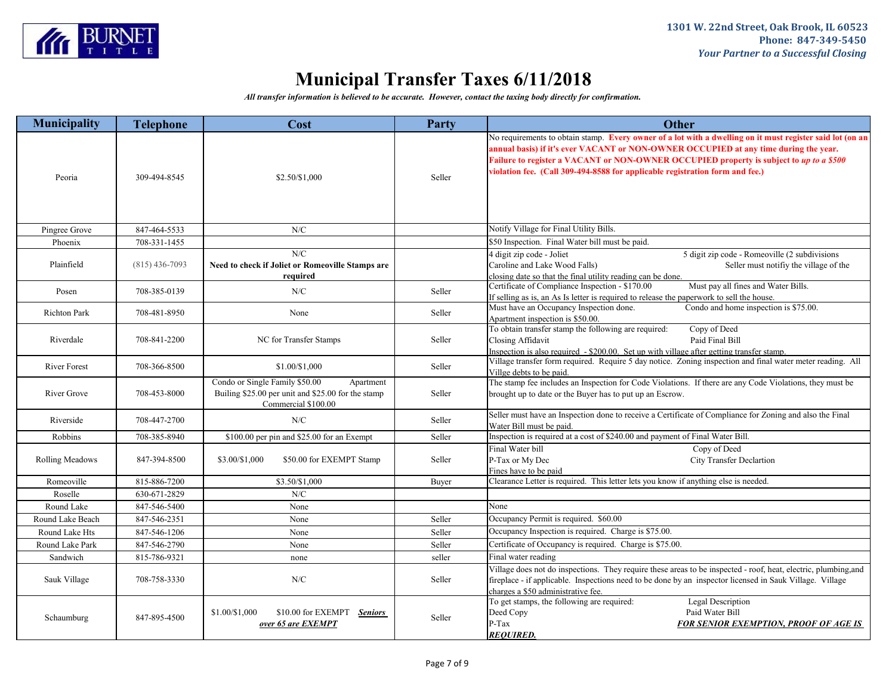BURNET TITLE

**1301 W. 22nd Street, Oak Brook, IL 60523**
**Phone: 847-349-5450**
***Your Partner to a Successful Closing***

# Municipal Transfer Taxes 6/11/2018

***All transfer information is believed to be accurate. However, contact the taxing body directly for confirmation.***

| Municipality | Telephone | Cost | Party | Other |
|---|---|---|---|---|
| Peoria | 309-494-8545 | $2.50/$1,000 | Seller | No requirements to obtain stamp. **Every owner of a lot with a dwelling on it must register said lot (on an annual basis) if it's ever VACANT or NON-OWNER OCCUPIED at any time during the year. Failure to register a VACANT or NON-OWNER OCCUPIED property is subject to *up to a $500* violation fee. (Call 309-494-8588 for applicable registration form and fee.)** |
| Pingree Grove | 847-464-5533 | N/C | | Notify Village for Final Utility Bills. |
| Phoenix | 708-331-1455 | | | $50 Inspection. Final Water bill must be paid. |
| Plainfield | (815) 436-7093 | N/C **Need to check if Joliet or Romeoville Stamps are required** | | 4 digit zip code - Joliet 5 digit zip code - Romeoville (2 subdivisions Caroline and Lake Wood Falls) Seller must notifiy the village of the closing date so that the final utility reading can be done. |
| Posen | 708-385-0139 | N/C | Seller | Certificate of Compliance Inspection - $170.00 Must pay all fines and Water Bills. If selling as is, an As Is letter is required to release the paperwork to sell the house. |
| Richton Park | 708-481-8950 | None | Seller | Must have an Occupancy Inspection done. Condo and home inspection is $75.00. Apartment inspection is $50.00. |
| Riverdale | 708-841-2200 | NC for Transfer Stamps | Seller | To obtain transfer stamp the following are required: Copy of Deed Closing Affidavit Paid Final Bill Inspection is also required - $200.00. Set up with village after getting transfer stamp. |
| River Forest | 708-366-8500 | $1.00/$1,000 | Seller | Village transfer form required. Require 5 day notice. Zoning inspection and final water meter reading. All Villge debts to be paid. |
| River Grove | 708-453-8000 | Condo or Single Family $50.00 Apartment Builing $25.00 per unit and $25.00 for the stamp Commercial $100.00 | Seller | The stamp fee includes an Inspection for Code Violations. If there are any Code Violations, they must be brought up to date or the Buyer has to put up an Escrow. |
| Riverside | 708-447-2700 | N/C | Seller | Seller must have an Inspection done to receive a Certificate of Compliance for Zoning and also the Final Water Bill must be paid. |
| Robbins | 708-385-8940 | $100.00 per pin and $25.00 for an Exempt | Seller | Inspection is required at a cost of $240.00 and payment of Final Water Bill. |
| Rolling Meadows | 847-394-8500 | $3.00/$1,000 $50.00 for EXEMPT Stamp | Seller | Final Water bill Copy of Deed P-Tax or My Dec City Transfer Declartion Fines have to be paid |
| Romeoville | 815-886-7200 | $3.50/$1,000 | Buyer | Clearance Letter is required. This letter lets you know if anything else is needed. |
| Roselle | 630-671-2829 | N/C | | |
| Round Lake | 847-546-5400 | None | | None |
| Round Lake Beach | 847-546-2351 | None | Seller | Occupancy Permit is required. $60.00 |
| Round Lake Hts | 847-546-1206 | None | Seller | Occupancy Inspection is required. Charge is $75.00. |
| Round Lake Park | 847-546-2790 | None | Seller | Certificate of Occupancy is required. Charge is $75.00. |
| Sandwich | 815-786-9321 | none | seller | Final water reading |
| Sauk Village | 708-758-3330 | N/C | Seller | Village does not do inspections. They require these areas to be inspected - roof, heat, electric, plumbing,and fireplace - if applicable. Inspections need to be done by an inspector licensed in Sauk Village. Village charges a $50 administrative fee. |
| Schaumburg | 847-895-4500 | $1.00/$1,000 $10.00 for EXEMPT ***Seniors over 65 are EXEMPT*** | Seller | To get stamps, the following are required: Legal Description Deed Copy Paid Water Bill P-Tax ***FOR SENIOR EXEMPTION, PROOF OF AGE IS REQUIRED.*** |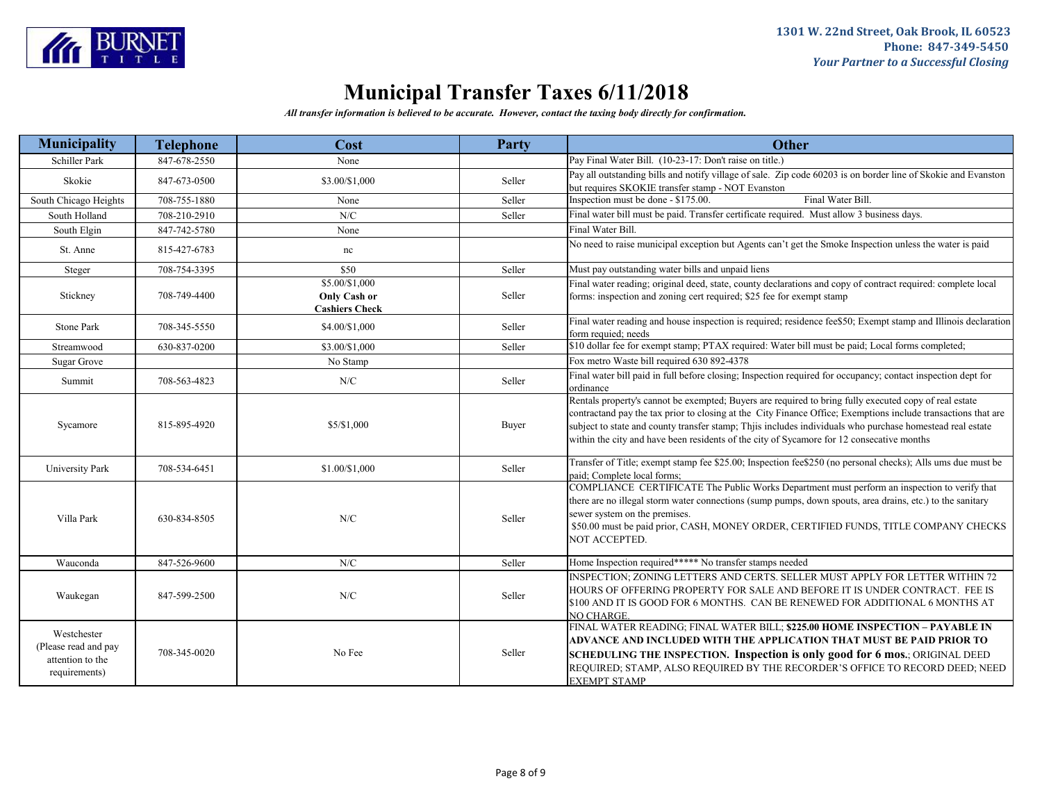# Municipal Transfer Taxes 6/11/2018

***All transfer information is believed to be accurate. However, contact the taxing body directly for confirmation.***

| Municipality | Telephone | Cost | Party | Other |
|---|---|---|---|---|
| Schiller Park | 847-678-2550 | None | | Pay Final Water Bill. (10-23-17: Don't raise on title.) |
| Skokie | 847-673-0500 | $3.00/$1,000 | Seller | Pay all outstanding bills and notify village of sale. Zip code 60203 is on border line of Skokie and Evanston but requires SKOKIE transfer stamp - NOT Evanston |
| South Chicago Heights | 708-755-1880 | None | Seller | Inspection must be done - $175.00. Final Water Bill. |
| South Holland | 708-210-2910 | N/C | Seller | Final water bill must be paid. Transfer certificate required. Must allow 3 business days. |
| South Elgin | 847-742-5780 | None | | Final Water Bill. |
| St. Anne | 815-427-6783 | nc | | No need to raise municipal exception but Agents can't get the Smoke Inspection unless the water is paid |
| Steger | 708-754-3395 | $50 | Seller | Must pay outstanding water bills and unpaid liens |
| Stickney | 708-749-4400 | $5.00/$1,000 **Only Cash or Cashiers Check** | Seller | Final water reading; original deed, state, county declarations and copy of contract required: complete local forms: inspection and zoning cert required; $25 fee for exempt stamp |
| Stone Park | 708-345-5550 | $4.00/$1,000 | Seller | Final water reading and house inspection is required; residence fee$50; Exempt stamp and Illinois declaration form requied; needs |
| Streamwood | 630-837-0200 | $3.00/$1,000 | Seller | $10 dollar fee for exempt stamp; PTAX required: Water bill must be paid; Local forms completed; |
| Sugar Grove | | No Stamp | | Fox metro Waste bill required 630 892-4378 |
| Summit | 708-563-4823 | N/C | Seller | Final water bill paid in full before closing; Inspection required for occupancy; contact inspection dept for ordinance |
| Sycamore | 815-895-4920 | $5/$1,000 | Buyer | Rentals property's cannot be exempted; Buyers are required to bring fully executed copy of real estate contractand pay the tax prior to closing at the City Finance Office; Exemptions include transactions that are subject to state and county transfer stamp; Thjis includes individuals who purchase homestead real estate within the city and have been residents of the city of Sycamore for 12 consecutive months |
| University Park | 708-534-6451 | $1.00/$1,000 | Seller | Transfer of Title; exempt stamp fee $25.00; Inspection fee$250 (no personal checks); Alls ums due must be paid; Complete local forms; |
| Villa Park | 630-834-8505 | N/C | Seller | COMPLIANCE CERTIFICATE The Public Works Department must perform an inspection to verify that there are no illegal storm water connections (sump pumps, down spouts, area drains, etc.) to the sanitary sewer system on the premises. $50.00 must be paid prior, CASH, MONEY ORDER, CERTIFIED FUNDS, TITLE COMPANY CHECKS NOT ACCEPTED. |
| Wauconda | 847-526-9600 | N/C | Seller | Home Inspection required***** No transfer stamps needed |
| Waukegan | 847-599-2500 | N/C | Seller | INSPECTION; ZONING LETTERS AND CERTS. SELLER MUST APPLY FOR LETTER WITHIN 72 HOURS OF OFFERING PROPERTY FOR SALE AND BEFORE IT IS UNDER CONTRACT. FEE IS $100 AND IT IS GOOD FOR 6 MONTHS. CAN BE RENEWED FOR ADDITIONAL 6 MONTHS AT NO CHARGE. |
| Westchester (Please read and pay attention to the requirements) | 708-345-0020 | No Fee | Seller | FINAL WATER READING; FINAL WATER BILL; **$225.00 HOME INSPECTION – PAYABLE IN ADVANCE AND INCLUDED WITH THE APPLICATION THAT MUST BE PAID PRIOR TO SCHEDULING THE INSPECTION. Inspection is only good for 6 mos.**; ORIGINAL DEED REQUIRED; STAMP, ALSO REQUIRED BY THE RECORDER'S OFFICE TO RECORD DEED; NEED EXEMPT STAMP |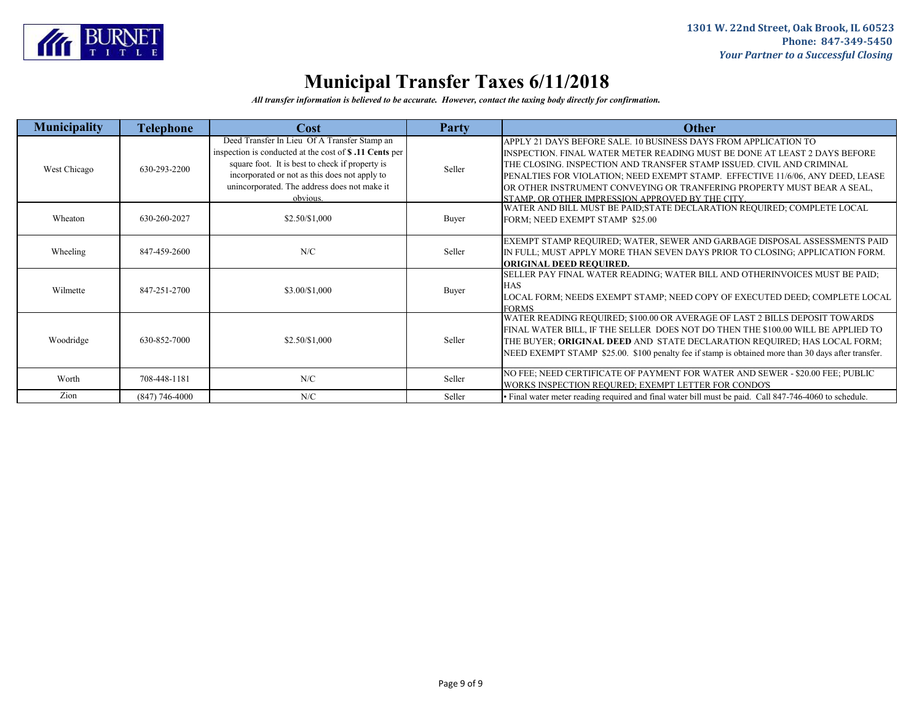# Municipal Transfer Taxes 6/11/2018

***All transfer information is believed to be accurate. However, contact the taxing body directly for confirmation.***

| Municipality | Telephone | Cost | Party | Other |
|---|---|---|---|---|
| West Chicago | 630-293-2200 | Deed Transfer In Lieu Of A Transfer Stamp an inspection is conducted at the cost of **$ .11 Cents** per square foot. It is best to check if property is incorporated or not as this does not apply to unincorporated. The address does not make it obvious. | Seller | APPLY 21 DAYS BEFORE SALE. 10 BUSINESS DAYS FROM APPLICATION TO INSPECTION. FINAL WATER METER READING MUST BE DONE AT LEAST 2 DAYS BEFORE THE CLOSING. INSPECTION AND TRANSFER STAMP ISSUED. CIVIL AND CRIMINAL PENALTIES FOR VIOLATION; NEED EXEMPT STAMP. EFFECTIVE 11/6/06, ANY DEED, LEASE OR OTHER INSTRUMENT CONVEYING OR TRANFERING PROPERTY MUST BEAR A SEAL, STAMP, OR OTHER IMPRESSION APPROVED BY THE CITY. |
| Wheaton | 630-260-2027 | $2.50/$1,000 | Buyer | WATER AND BILL MUST BE PAID;STATE DECLARATION REQUIRED; COMPLETE LOCAL FORM; NEED EXEMPT STAMP $25.00 |
| Wheeling | 847-459-2600 | N/C | Seller | EXEMPT STAMP REQUIRED; WATER, SEWER AND GARBAGE DISPOSAL ASSESSMENTS PAID IN FULL; MUST APPLY MORE THAN SEVEN DAYS PRIOR TO CLOSING; APPLICATION FORM. **ORIGINAL DEED REQUIRED.** |
| Wilmette | 847-251-2700 | $3.00/$1,000 | Buyer | SELLER PAY FINAL WATER READING; WATER BILL AND OTHERINVOICES MUST BE PAID; HAS LOCAL FORM; NEEDS EXEMPT STAMP; NEED COPY OF EXECUTED DEED; COMPLETE LOCAL FORMS |
| Woodridge | 630-852-7000 | $2.50/$1,000 | Seller | WATER READING REQUIRED; $100.00 OR AVERAGE OF LAST 2 BILLS DEPOSIT TOWARDS FINAL WATER BILL, IF THE SELLER DOES NOT DO THEN THE $100.00 WILL BE APPLIED TO THE BUYER; **ORIGINAL DEED** AND STATE DECLARATION REQUIRED; HAS LOCAL FORM; NEED EXEMPT STAMP $25.00. $100 penalty fee if stamp is obtained more than 30 days after transfer. |
| Worth | 708-448-1181 | N/C | Seller | NO FEE; NEED CERTIFICATE OF PAYMENT FOR WATER AND SEWER - $20.00 FEE; PUBLIC WORKS INSPECTION REQURED; EXEMPT LETTER FOR CONDO'S |
| Zion | (847) 746-4000 | N/C | Seller | • Final water meter reading required and final water bill must be paid. Call 847-746-4060 to schedule. |